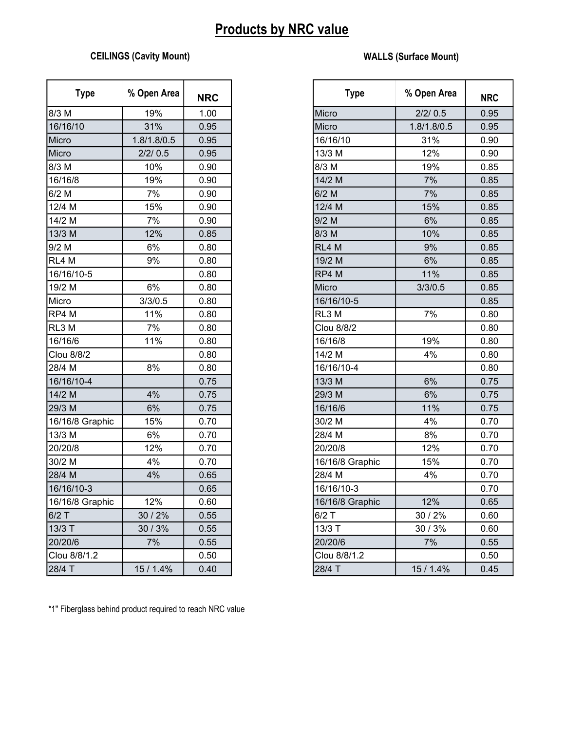# Products by NRC value

## CEILINGS (Cavity Mount)

| Type | % Open Area | NRC |
|---|---|---|
| 8/3 M | 19% | 1.00 |
| 16/16/10 | 31% | 0.95 |
| Micro | 1.8/1.8/0.5 | 0.95 |
| Micro | 2/2/ 0.5 | 0.95 |
| 8/3 M | 10% | 0.90 |
| 16/16/8 | 19% | 0.90 |
| 6/2 M | 7% | 0.90 |
| 12/4 M | 15% | 0.90 |
| 14/2 M | 7% | 0.90 |
| 13/3 M | 12% | 0.85 |
| 9/2 M | 6% | 0.80 |
| RL4 M | 9% | 0.80 |
| 16/16/10-5 | | 0.80 |
| 19/2 M | 6% | 0.80 |
| Micro | 3/3/0.5 | 0.80 |
| RP4 M | 11% | 0.80 |
| RL3 M | 7% | 0.80 |
| 16/16/6 | 11% | 0.80 |
| Clou 8/8/2 | | 0.80 |
| 28/4 M | 8% | 0.80 |
| 16/16/10-4 | | 0.75 |
| 14/2 M | 4% | 0.75 |
| 29/3 M | 6% | 0.75 |
| 16/16/8 Graphic | 15% | 0.70 |
| 13/3 M | 6% | 0.70 |
| 20/20/8 | 12% | 0.70 |
| 30/2 M | 4% | 0.70 |
| 28/4 M | 4% | 0.65 |
| 16/16/10-3 | | 0.65 |
| 16/16/8 Graphic | 12% | 0.60 |
| 6/2 T | 30 / 2% | 0.55 |
| 13/3 T | 30 / 3% | 0.55 |
| 20/20/6 | 7% | 0.55 |
| Clou 8/8/1.2 | | 0.50 |
| 28/4 T | 15 / 1.4% | 0.40 |

## WALLS (Surface Mount)

| Type | % Open Area | NRC |
|---|---|---|
| Micro | 2/2/ 0.5 | 0.95 |
| Micro | 1.8/1.8/0.5 | 0.95 |
| 16/16/10 | 31% | 0.90 |
| 13/3 M | 12% | 0.90 |
| 8/3 M | 19% | 0.85 |
| 14/2 M | 7% | 0.85 |
| 6/2 M | 7% | 0.85 |
| 12/4 M | 15% | 0.85 |
| 9/2 M | 6% | 0.85 |
| 8/3 M | 10% | 0.85 |
| RL4 M | 9% | 0.85 |
| 19/2 M | 6% | 0.85 |
| RP4 M | 11% | 0.85 |
| Micro | 3/3/0.5 | 0.85 |
| 16/16/10-5 | | 0.85 |
| RL3 M | 7% | 0.80 |
| Clou 8/8/2 | | 0.80 |
| 16/16/8 | 19% | 0.80 |
| 14/2 M | 4% | 0.80 |
| 16/16/10-4 | | 0.80 |
| 13/3 M | 6% | 0.75 |
| 29/3 M | 6% | 0.75 |
| 16/16/6 | 11% | 0.75 |
| 30/2 M | 4% | 0.70 |
| 28/4 M | 8% | 0.70 |
| 20/20/8 | 12% | 0.70 |
| 16/16/8 Graphic | 15% | 0.70 |
| 28/4 M | 4% | 0.70 |
| 16/16/10-3 | | 0.70 |
| 16/16/8 Graphic | 12% | 0.65 |
| 6/2 T | 30 / 2% | 0.60 |
| 13/3 T | 30 / 3% | 0.60 |
| 20/20/6 | 7% | 0.55 |
| Clou 8/8/1.2 | | 0.50 |
| 28/4 T | 15 / 1.4% | 0.45 |

*1" Fiberglass behind product required to reach NRC value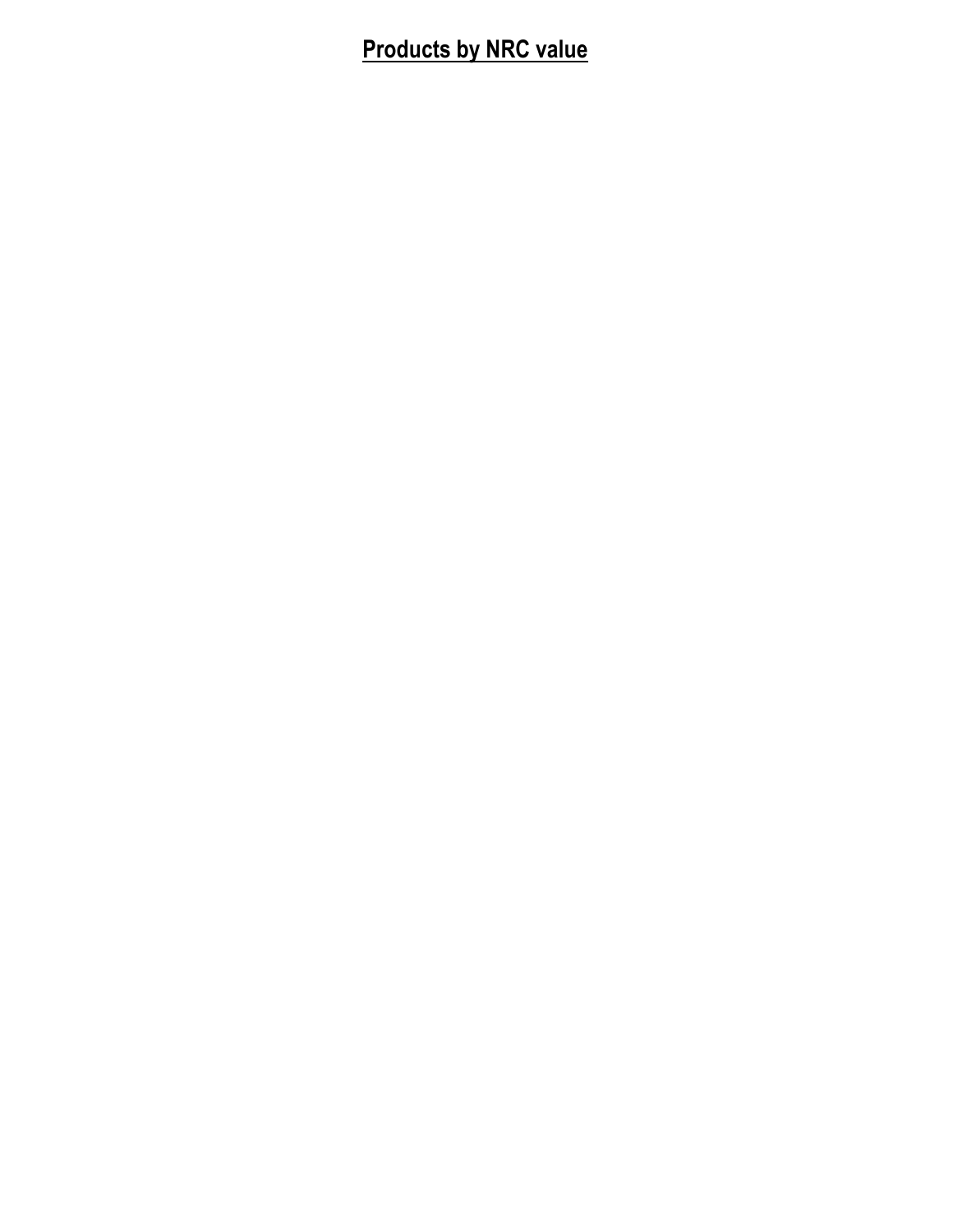# Products by NRC value